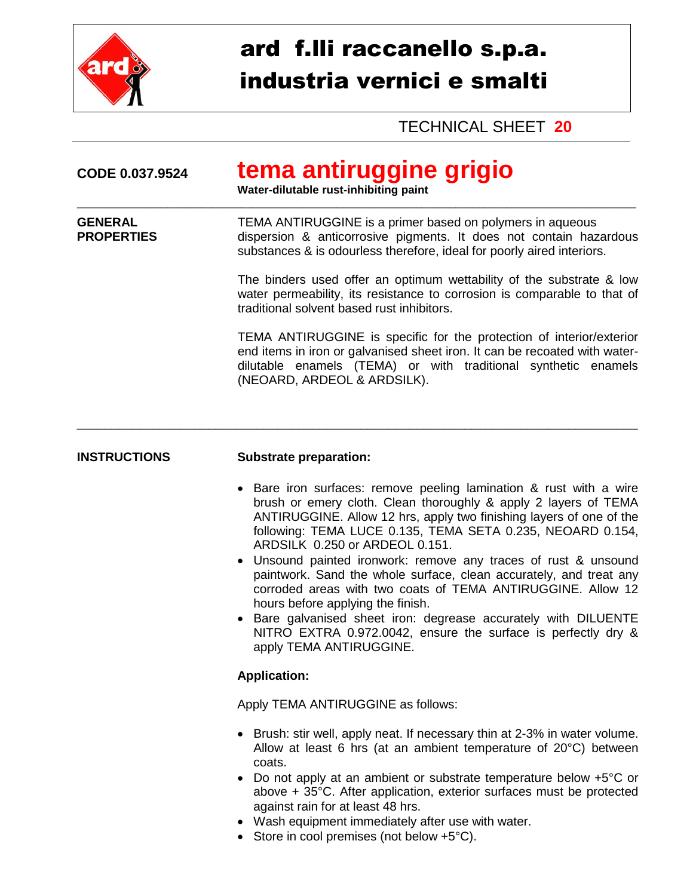# ard f.lli raccanello s.p.a.
# industria vernici e smalti

TECHNICAL SHEET **20**

---

**CODE 0.037.9524**

## tema antiruggine grigio

**Water-dilutable rust-inhibiting paint**

---

**GENERAL PROPERTIES**

TEMA ANTIRUGGINE is a primer based on polymers in aqueous dispersion & anticorrosive pigments. It does not contain hazardous substances & is odourless therefore, ideal for poorly aired interiors.

The binders used offer an optimum wettability of the substrate & low water permeability, its resistance to corrosion is comparable to that of traditional solvent based rust inhibitors.

TEMA ANTIRUGGINE is specific for the protection of interior/exterior end items in iron or galvanised sheet iron. It can be recoated with water-dilutable enamels (TEMA) or with traditional synthetic enamels (NEOARD, ARDEOL & ARDSILK).

---

**INSTRUCTIONS**

**Substrate preparation:**

- Bare iron surfaces: remove peeling lamination & rust with a wire brush or emery cloth. Clean thoroughly & apply 2 layers of TEMA ANTIRUGGINE. Allow 12 hrs, apply two finishing layers of one of the following: TEMA LUCE 0.135, TEMA SETA 0.235, NEOARD 0.154, ARDSILK 0.250 or ARDEOL 0.151.
- Unsound painted ironwork: remove any traces of rust & unsound paintwork. Sand the whole surface, clean accurately, and treat any corroded areas with two coats of TEMA ANTIRUGGINE. Allow 12 hours before applying the finish.
- Bare galvanised sheet iron: degrease accurately with DILUENTE NITRO EXTRA 0.972.0042, ensure the surface is perfectly dry & apply TEMA ANTIRUGGINE.

**Application:**

Apply TEMA ANTIRUGGINE as follows:

- Brush: stir well, apply neat. If necessary thin at 2-3% in water volume. Allow at least 6 hrs (at an ambient temperature of 20°C) between coats.
- Do not apply at an ambient or substrate temperature below +5°C or above + 35°C. After application, exterior surfaces must be protected against rain for at least 48 hrs.
- Wash equipment immediately after use with water.
- Store in cool premises (not below +5°C).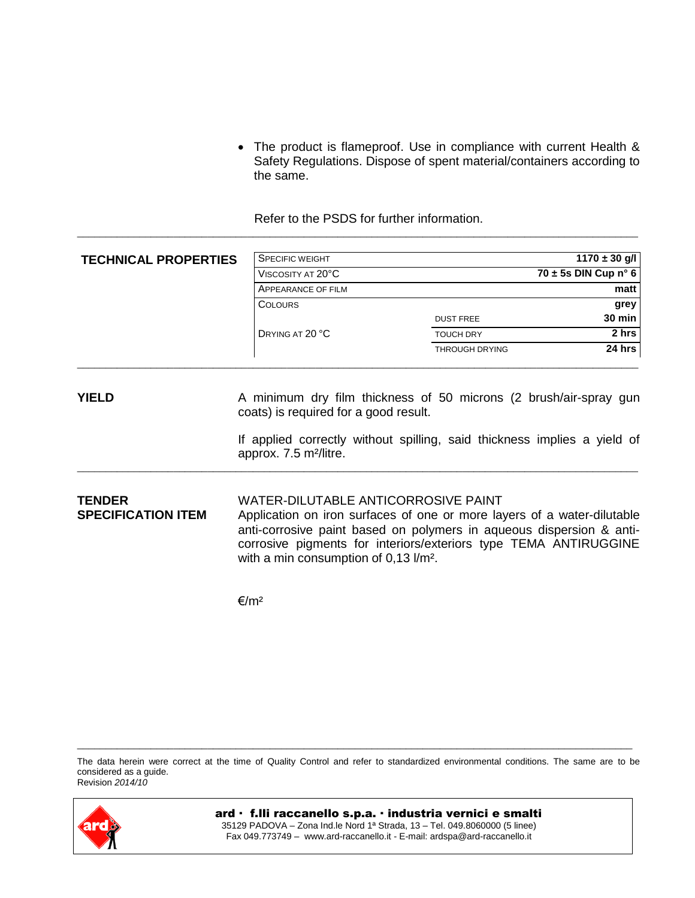- The product is flameproof. Use in compliance with current Health & Safety Regulations. Dispose of spent material/containers according to the same.

Refer to the PSDS for further information.

## TECHNICAL PROPERTIES

| | | |
|---|---|---|
| SPECIFIC WEIGHT | | **1170 ± 30 g/l** |
| VISCOSITY AT 20°C | | **70 ± 5s DIN Cup n° 6** |
| APPEARANCE OF FILM | | **matt** |
| COLOURS | | **grey** |
| DRYING AT 20 °C | DUST FREE | **30 min** |
| | TOUCH DRY | **2 hrs** |
| | THROUGH DRYING | **24 hrs** |

## YIELD

A minimum dry film thickness of 50 microns (2 brush/air-spray gun coats) is required for a good result.

If applied correctly without spilling, said thickness implies a yield of approx. 7.5 m²/litre.

## TENDER SPECIFICATION ITEM

WATER-DILUTABLE ANTICORROSIVE PAINT
Application on iron surfaces of one or more layers of a water-dilutable anti-corrosive paint based on polymers in aqueous dispersion & anti-corrosive pigments for interiors/exteriors type TEMA ANTIRUGGINE with a min consumption of 0,13 l/m².

€/m²

The data herein were correct at the time of Quality Control and refer to standardized environmental conditions. The same are to be considered as a guide.
Revision *2014/10*

**ard · f.lli raccanello s.p.a. · industria vernici e smalti**
35129 PADOVA – Zona Ind.le Nord 1ª Strada, 13 – Tel. 049.8060000 (5 linee)
Fax 049.773749 – www.ard-raccanello.it - E-mail: ardspa@ard-raccanello.it